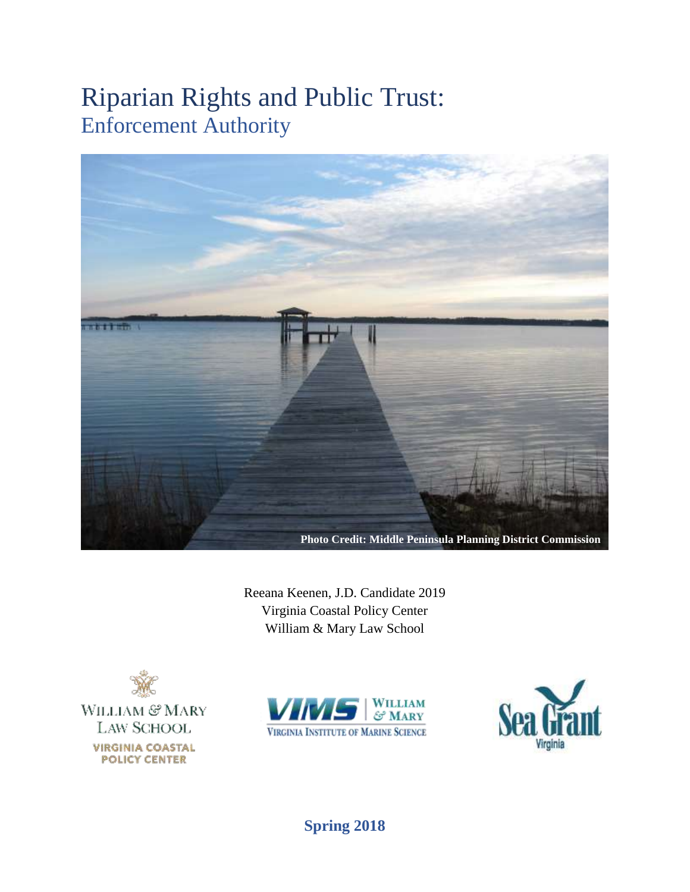# Riparian Rights and Public Trust:

## Enforcement Authority

Photo Credit: Middle Peninsula Planning District Commission

Reeana Keenen, J.D. Candidate 2019
Virginia Coastal Policy Center
William & Mary Law School

WILLIAM & MARY LAW SCHOOL
VIRGINIA COASTAL POLICY CENTER

VIMS | WILLIAM & MARY
VIRGINIA INSTITUTE OF MARINE SCIENCE

Sea Grant Virginia

**Spring 2018**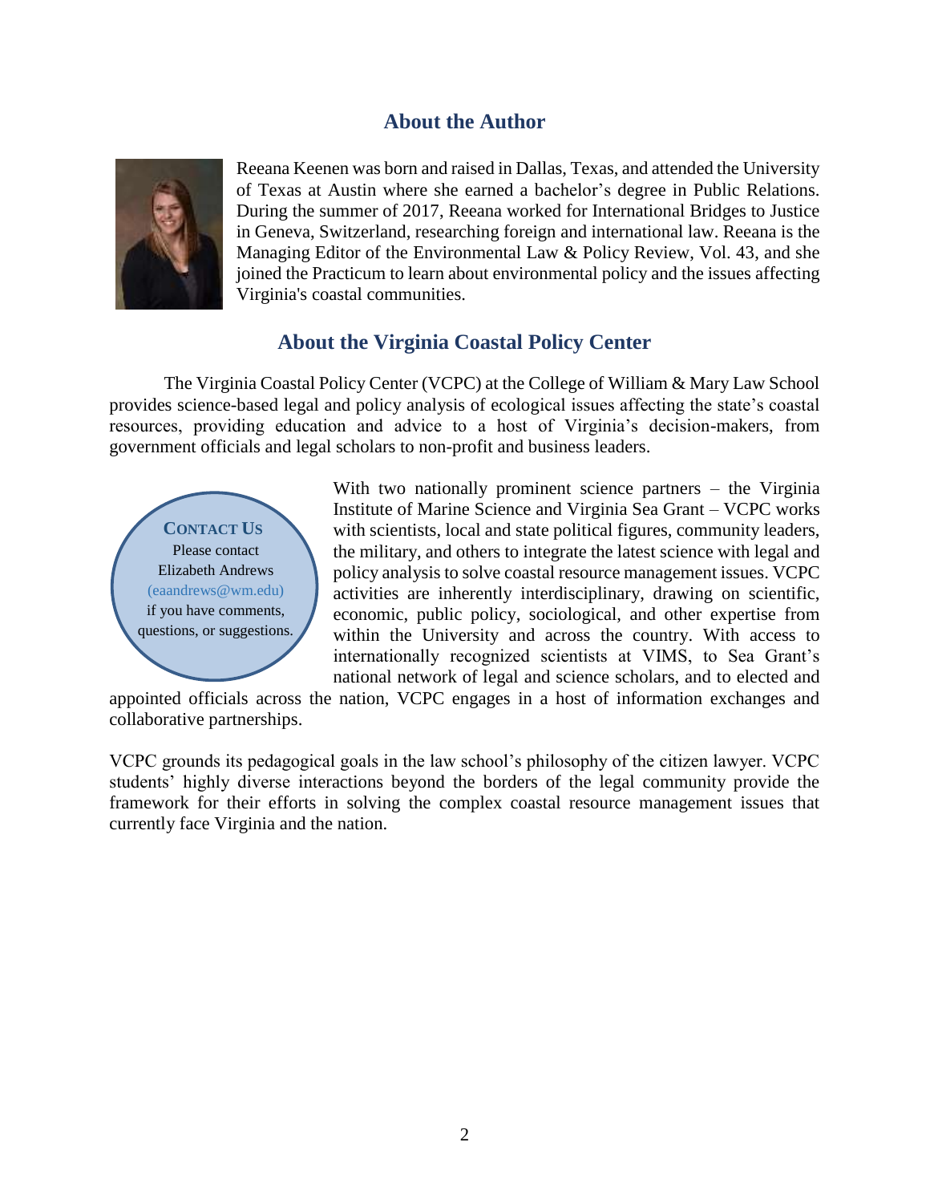## About the Author

Reeana Keenen was born and raised in Dallas, Texas, and attended the University of Texas at Austin where she earned a bachelor's degree in Public Relations. During the summer of 2017, Reeana worked for International Bridges to Justice in Geneva, Switzerland, researching foreign and international law. Reeana is the Managing Editor of the Environmental Law & Policy Review, Vol. 43, and she joined the Practicum to learn about environmental policy and the issues affecting Virginia's coastal communities.

## About the Virginia Coastal Policy Center

The Virginia Coastal Policy Center (VCPC) at the College of William & Mary Law School provides science-based legal and policy analysis of ecological issues affecting the state's coastal resources, providing education and advice to a host of Virginia's decision-makers, from government officials and legal scholars to non-profit and business leaders.

**CONTACT US**
Please contact Elizabeth Andrews (eaandrews@wm.edu) if you have comments, questions, or suggestions.

With two nationally prominent science partners – the Virginia Institute of Marine Science and Virginia Sea Grant – VCPC works with scientists, local and state political figures, community leaders, the military, and others to integrate the latest science with legal and policy analysis to solve coastal resource management issues. VCPC activities are inherently interdisciplinary, drawing on scientific, economic, public policy, sociological, and other expertise from within the University and across the country. With access to internationally recognized scientists at VIMS, to Sea Grant's national network of legal and science scholars, and to elected and appointed officials across the nation, VCPC engages in a host of information exchanges and collaborative partnerships.

VCPC grounds its pedagogical goals in the law school's philosophy of the citizen lawyer. VCPC students' highly diverse interactions beyond the borders of the legal community provide the framework for their efforts in solving the complex coastal resource management issues that currently face Virginia and the nation.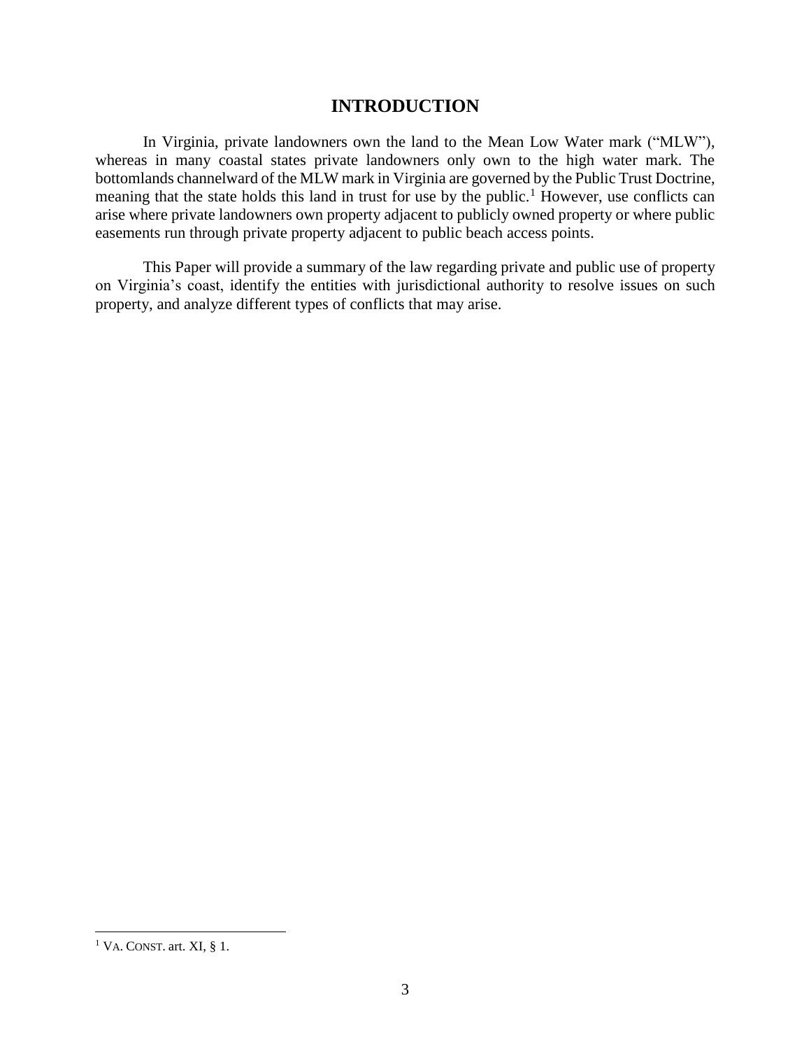# INTRODUCTION

In Virginia, private landowners own the land to the Mean Low Water mark ("MLW"), whereas in many coastal states private landowners only own to the high water mark. The bottomlands channelward of the MLW mark in Virginia are governed by the Public Trust Doctrine, meaning that the state holds this land in trust for use by the public.[1] However, use conflicts can arise where private landowners own property adjacent to publicly owned property or where public easements run through private property adjacent to public beach access points.

This Paper will provide a summary of the law regarding private and public use of property on Virginia's coast, identify the entities with jurisdictional authority to resolve issues on such property, and analyze different types of conflicts that may arise.

[1] VA. CONST. art. XI, § 1.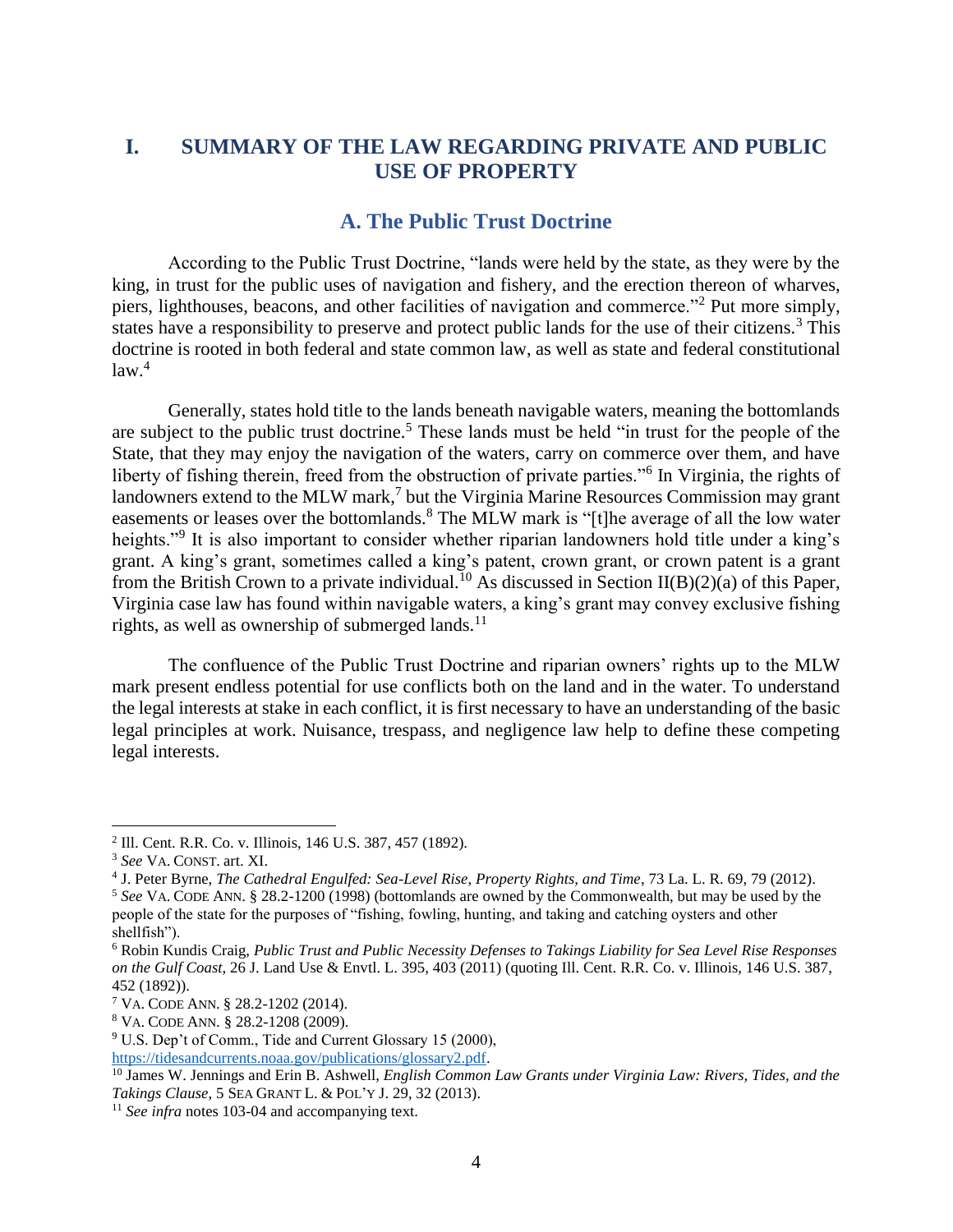# I. SUMMARY OF THE LAW REGARDING PRIVATE AND PUBLIC USE OF PROPERTY

## A. The Public Trust Doctrine

According to the Public Trust Doctrine, "lands were held by the state, as they were by the king, in trust for the public uses of navigation and fishery, and the erection thereon of wharves, piers, lighthouses, beacons, and other facilities of navigation and commerce."[2] Put more simply, states have a responsibility to preserve and protect public lands for the use of their citizens.[3] This doctrine is rooted in both federal and state common law, as well as state and federal constitutional law.[4]

Generally, states hold title to the lands beneath navigable waters, meaning the bottomlands are subject to the public trust doctrine.[5] These lands must be held "in trust for the people of the State, that they may enjoy the navigation of the waters, carry on commerce over them, and have liberty of fishing therein, freed from the obstruction of private parties."[6] In Virginia, the rights of landowners extend to the MLW mark,[7] but the Virginia Marine Resources Commission may grant easements or leases over the bottomlands.[8] The MLW mark is "[t]he average of all the low water heights."[9] It is also important to consider whether riparian landowners hold title under a king's grant. A king's grant, sometimes called a king's patent, crown grant, or crown patent is a grant from the British Crown to a private individual.[10] As discussed in Section II(B)(2)(a) of this Paper, Virginia case law has found within navigable waters, a king's grant may convey exclusive fishing rights, as well as ownership of submerged lands.[11]

The confluence of the Public Trust Doctrine and riparian owners' rights up to the MLW mark present endless potential for use conflicts both on the land and in the water. To understand the legal interests at stake in each conflict, it is first necessary to have an understanding of the basic legal principles at work. Nuisance, trespass, and negligence law help to define these competing legal interests.

---

[2] Ill. Cent. R.R. Co. v. Illinois, 146 U.S. 387, 457 (1892).

[3] *See* VA. CONST. art. XI.

[4] J. Peter Byrne, *The Cathedral Engulfed: Sea-Level Rise, Property Rights, and Time*, 73 La. L. R. 69, 79 (2012).

[5] *See* VA. CODE ANN. § 28.2-1200 (1998) (bottomlands are owned by the Commonwealth, but may be used by the people of the state for the purposes of "fishing, fowling, hunting, and taking and catching oysters and other shellfish").

[6] Robin Kundis Craig, *Public Trust and Public Necessity Defenses to Takings Liability for Sea Level Rise Responses on the Gulf Coast,* 26 J. Land Use & Envtl. L. 395, 403 (2011) (quoting Ill. Cent. R.R. Co. v. Illinois, 146 U.S. 387, 452 (1892)).

[7] VA. CODE ANN. § 28.2-1202 (2014).

[8] VA. CODE ANN. § 28.2-1208 (2009).

[9] U.S. Dep't of Comm., Tide and Current Glossary 15 (2000), https://tidesandcurrents.noaa.gov/publications/glossary2.pdf.

[10] James W. Jennings and Erin B. Ashwell, *English Common Law Grants under Virginia Law: Rivers, Tides, and the Takings Clause*, 5 SEA GRANT L. & POL'Y J. 29, 32 (2013).

[11] *See infra* notes 103-04 and accompanying text.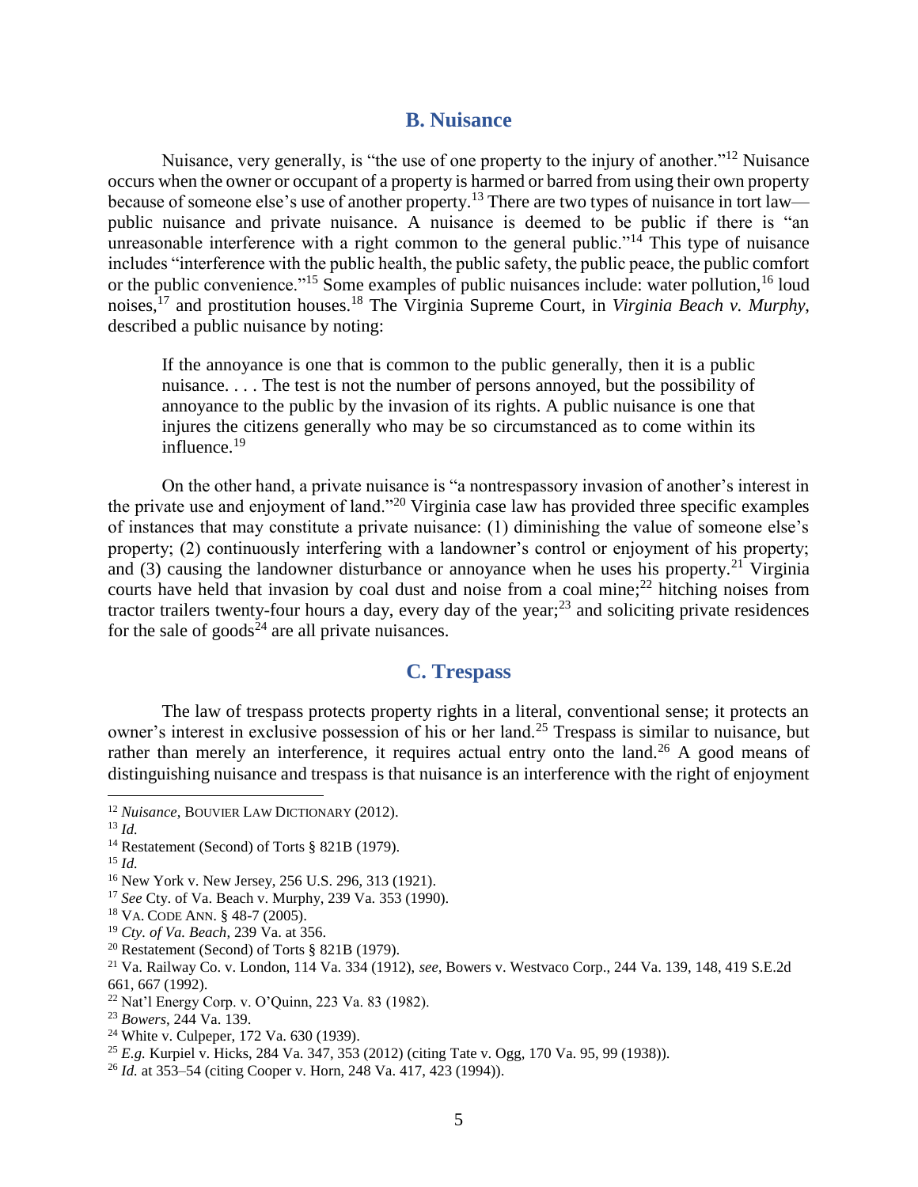## B. Nuisance

Nuisance, very generally, is "the use of one property to the injury of another."[12] Nuisance occurs when the owner or occupant of a property is harmed or barred from using their own property because of someone else's use of another property.[13] There are two types of nuisance in tort law—public nuisance and private nuisance. A nuisance is deemed to be public if there is "an unreasonable interference with a right common to the general public."[14] This type of nuisance includes "interference with the public health, the public safety, the public peace, the public comfort or the public convenience."[15] Some examples of public nuisances include: water pollution,[16] loud noises,[17] and prostitution houses.[18] The Virginia Supreme Court, in *Virginia Beach v. Murphy*, described a public nuisance by noting:

> If the annoyance is one that is common to the public generally, then it is a public nuisance. . . . The test is not the number of persons annoyed, but the possibility of annoyance to the public by the invasion of its rights. A public nuisance is one that injures the citizens generally who may be so circumstanced as to come within its influence.[19]

On the other hand, a private nuisance is "a nontrespassory invasion of another's interest in the private use and enjoyment of land."[20] Virginia case law has provided three specific examples of instances that may constitute a private nuisance: (1) diminishing the value of someone else's property; (2) continuously interfering with a landowner's control or enjoyment of his property; and (3) causing the landowner disturbance or annoyance when he uses his property.[21] Virginia courts have held that invasion by coal dust and noise from a coal mine;[22] hitching noises from tractor trailers twenty-four hours a day, every day of the year;[23] and soliciting private residences for the sale of goods[24] are all private nuisances.

## C. Trespass

The law of trespass protects property rights in a literal, conventional sense; it protects an owner's interest in exclusive possession of his or her land.[25] Trespass is similar to nuisance, but rather than merely an interference, it requires actual entry onto the land.[26] A good means of distinguishing nuisance and trespass is that nuisance is an interference with the right of enjoyment

---

[12] *Nuisance*, BOUVIER LAW DICTIONARY (2012).

[13] *Id.*

[14] Restatement (Second) of Torts § 821B (1979).

[15] *Id.*

[16] New York v. New Jersey, 256 U.S. 296, 313 (1921).

[17] *See* Cty. of Va. Beach v. Murphy, 239 Va. 353 (1990).

[18] VA. CODE ANN. § 48-7 (2005).

[19] *Cty. of Va. Beach*, 239 Va. at 356.

[20] Restatement (Second) of Torts § 821B (1979).

[21] Va. Railway Co. v. London, 114 Va. 334 (1912), *see*, Bowers v. Westvaco Corp., 244 Va. 139, 148, 419 S.E.2d 661, 667 (1992).

[22] Nat'l Energy Corp. v. O'Quinn, 223 Va. 83 (1982).

[23] *Bowers*, 244 Va. 139.

[24] White v. Culpeper, 172 Va. 630 (1939).

[25] *E.g.* Kurpiel v. Hicks, 284 Va. 347, 353 (2012) (citing Tate v. Ogg, 170 Va. 95, 99 (1938)).

[26] *Id.* at 353–54 (citing Cooper v. Horn, 248 Va. 417, 423 (1994)).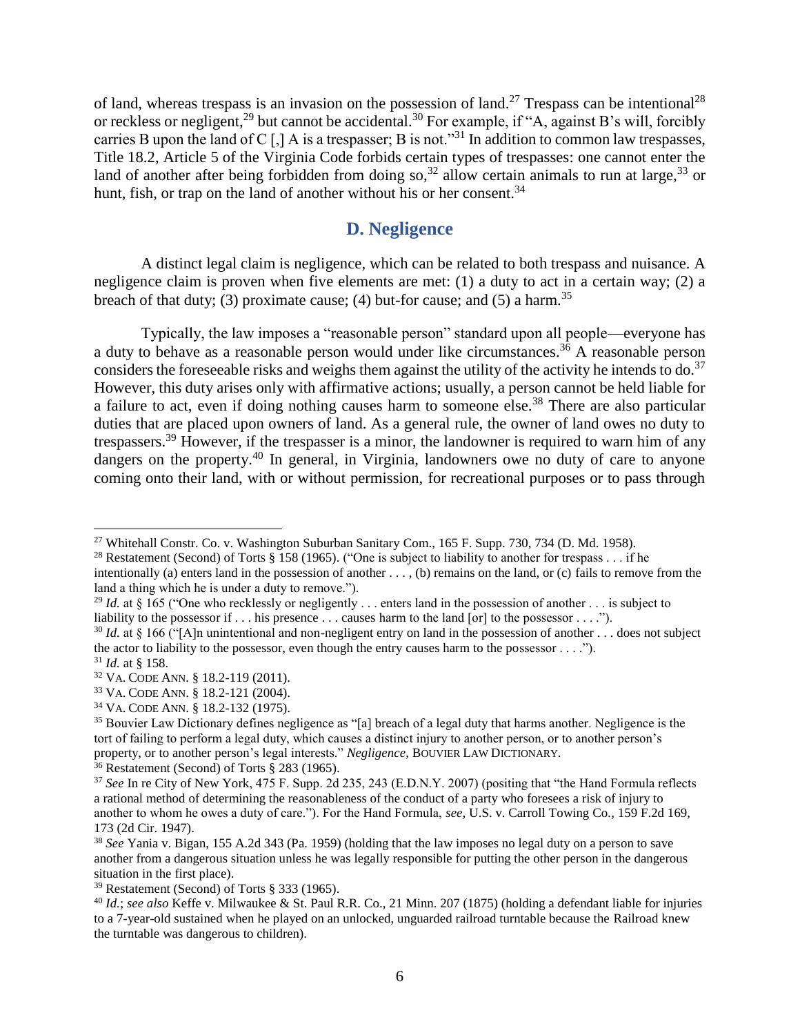of land, whereas trespass is an invasion on the possession of land.[27] Trespass can be intentional[28] or reckless or negligent,[29] but cannot be accidental.[30] For example, if "A, against B's will, forcibly carries B upon the land of C [,] A is a trespasser; B is not."[31] In addition to common law trespasses, Title 18.2, Article 5 of the Virginia Code forbids certain types of trespasses: one cannot enter the land of another after being forbidden from doing so,[32] allow certain animals to run at large,[33] or hunt, fish, or trap on the land of another without his or her consent.[34]

## D. Negligence

A distinct legal claim is negligence, which can be related to both trespass and nuisance. A negligence claim is proven when five elements are met: (1) a duty to act in a certain way; (2) a breach of that duty; (3) proximate cause; (4) but-for cause; and (5) a harm.[35]

Typically, the law imposes a "reasonable person" standard upon all people—everyone has a duty to behave as a reasonable person would under like circumstances.[36] A reasonable person considers the foreseeable risks and weighs them against the utility of the activity he intends to do.[37] However, this duty arises only with affirmative actions; usually, a person cannot be held liable for a failure to act, even if doing nothing causes harm to someone else.[38] There are also particular duties that are placed upon owners of land. As a general rule, the owner of land owes no duty to trespassers.[39] However, if the trespasser is a minor, the landowner is required to warn him of any dangers on the property.[40] In general, in Virginia, landowners owe no duty of care to anyone coming onto their land, with or without permission, for recreational purposes or to pass through

---

[27] Whitehall Constr. Co. v. Washington Suburban Sanitary Com., 165 F. Supp. 730, 734 (D. Md. 1958).

[28] Restatement (Second) of Torts § 158 (1965). ("One is subject to liability to another for trespass . . . if he intentionally (a) enters land in the possession of another . . . , (b) remains on the land, or (c) fails to remove from the land a thing which he is under a duty to remove.").

[29] *Id.* at § 165 ("One who recklessly or negligently . . . enters land in the possession of another . . . is subject to liability to the possessor if . . . his presence . . . causes harm to the land [or] to the possessor . . . .").

[30] *Id.* at § 166 ("[A]n unintentional and non-negligent entry on land in the possession of another . . . does not subject the actor to liability to the possessor, even though the entry causes harm to the possessor . . . .").

[31] *Id.* at § 158.

[32] VA. CODE ANN. § 18.2-119 (2011).

[33] VA. CODE ANN. § 18.2-121 (2004).

[34] VA. CODE ANN. § 18.2-132 (1975).

[35] Bouvier Law Dictionary defines negligence as "[a] breach of a legal duty that harms another. Negligence is the tort of failing to perform a legal duty, which causes a distinct injury to another person, or to another person's property, or to another person's legal interests." *Negligence*, BOUVIER LAW DICTIONARY.

[36] Restatement (Second) of Torts § 283 (1965).

[37] *See* In re City of New York, 475 F. Supp. 2d 235, 243 (E.D.N.Y. 2007) (positing that "the Hand Formula reflects a rational method of determining the reasonableness of the conduct of a party who foresees a risk of injury to another to whom he owes a duty of care."). For the Hand Formula, *see,* U.S. v. Carroll Towing Co., 159 F.2d 169, 173 (2d Cir. 1947).

[38] *See* Yania v. Bigan, 155 A.2d 343 (Pa. 1959) (holding that the law imposes no legal duty on a person to save another from a dangerous situation unless he was legally responsible for putting the other person in the dangerous situation in the first place).

[39] Restatement (Second) of Torts § 333 (1965).

[40] *Id.*; *see also* Keffe v. Milwaukee & St. Paul R.R. Co., 21 Minn. 207 (1875) (holding a defendant liable for injuries to a 7-year-old sustained when he played on an unlocked, unguarded railroad turntable because the Railroad knew the turntable was dangerous to children).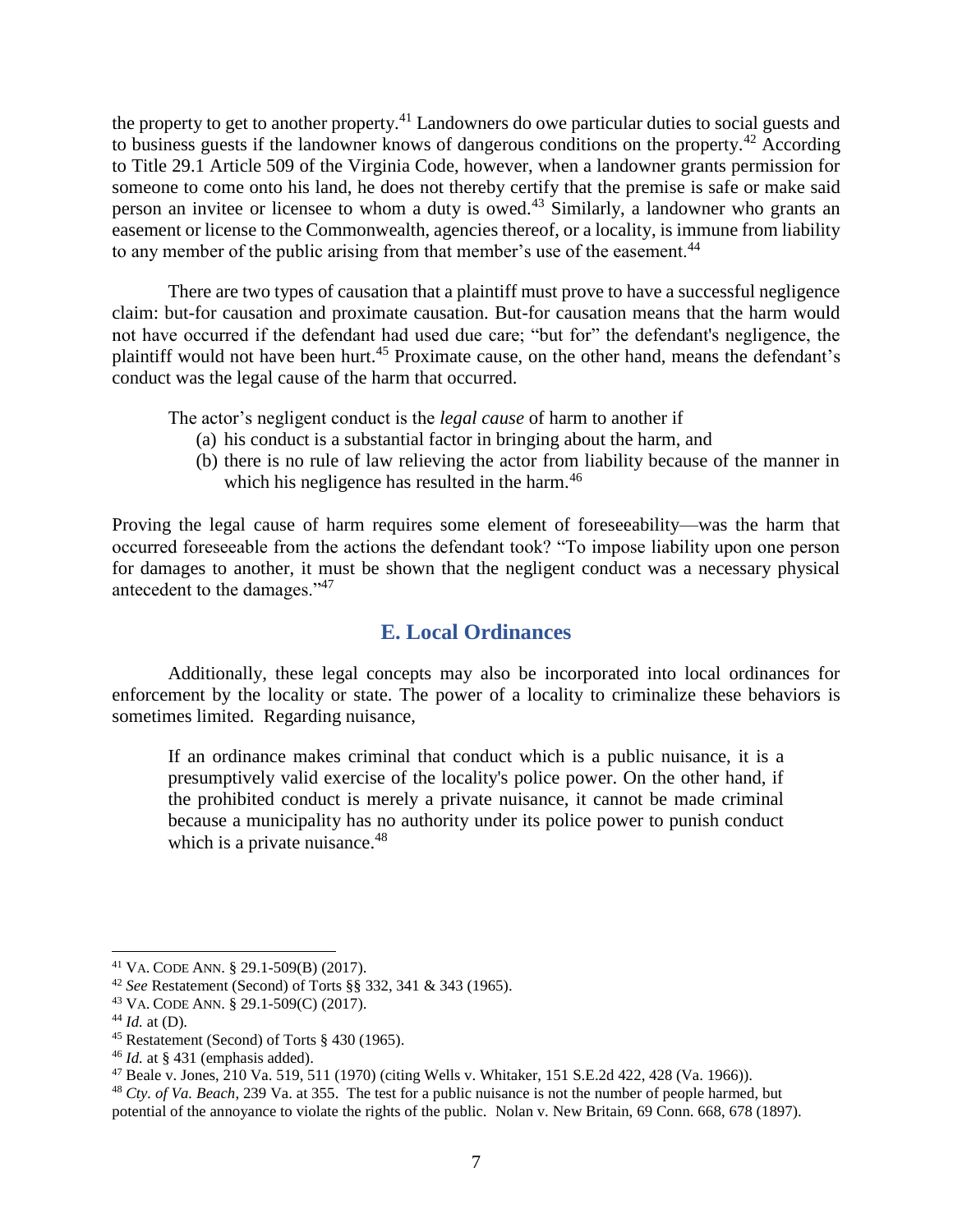the property to get to another property.[41] Landowners do owe particular duties to social guests and to business guests if the landowner knows of dangerous conditions on the property.[42] According to Title 29.1 Article 509 of the Virginia Code, however, when a landowner grants permission for someone to come onto his land, he does not thereby certify that the premise is safe or make said person an invitee or licensee to whom a duty is owed.[43] Similarly, a landowner who grants an easement or license to the Commonwealth, agencies thereof, or a locality, is immune from liability to any member of the public arising from that member's use of the easement.[44]

There are two types of causation that a plaintiff must prove to have a successful negligence claim: but-for causation and proximate causation. But-for causation means that the harm would not have occurred if the defendant had used due care; "but for" the defendant's negligence, the plaintiff would not have been hurt.[45] Proximate cause, on the other hand, means the defendant's conduct was the legal cause of the harm that occurred.

> The actor's negligent conduct is the *legal cause* of harm to another if
> (a) his conduct is a substantial factor in bringing about the harm, and
> (b) there is no rule of law relieving the actor from liability because of the manner in which his negligence has resulted in the harm.[46]

Proving the legal cause of harm requires some element of foreseeability—was the harm that occurred foreseeable from the actions the defendant took? "To impose liability upon one person for damages to another, it must be shown that the negligent conduct was a necessary physical antecedent to the damages."[47]

## E. Local Ordinances

Additionally, these legal concepts may also be incorporated into local ordinances for enforcement by the locality or state. The power of a locality to criminalize these behaviors is sometimes limited. Regarding nuisance,

> If an ordinance makes criminal that conduct which is a public nuisance, it is a presumptively valid exercise of the locality's police power. On the other hand, if the prohibited conduct is merely a private nuisance, it cannot be made criminal because a municipality has no authority under its police power to punish conduct which is a private nuisance.[48]

---

[41] VA. CODE ANN. § 29.1-509(B) (2017).

[42] *See* Restatement (Second) of Torts §§ 332, 341 & 343 (1965).

[43] VA. CODE ANN. § 29.1-509(C) (2017).

[44] *Id.* at (D).

[45] Restatement (Second) of Torts § 430 (1965).

[46] *Id.* at § 431 (emphasis added).

[47] Beale v. Jones, 210 Va. 519, 511 (1970) (citing Wells v. Whitaker, 151 S.E.2d 422, 428 (Va. 1966)).

[48] *Cty. of Va. Beach*, 239 Va. at 355. The test for a public nuisance is not the number of people harmed, but potential of the annoyance to violate the rights of the public. Nolan v. New Britain, 69 Conn. 668, 678 (1897).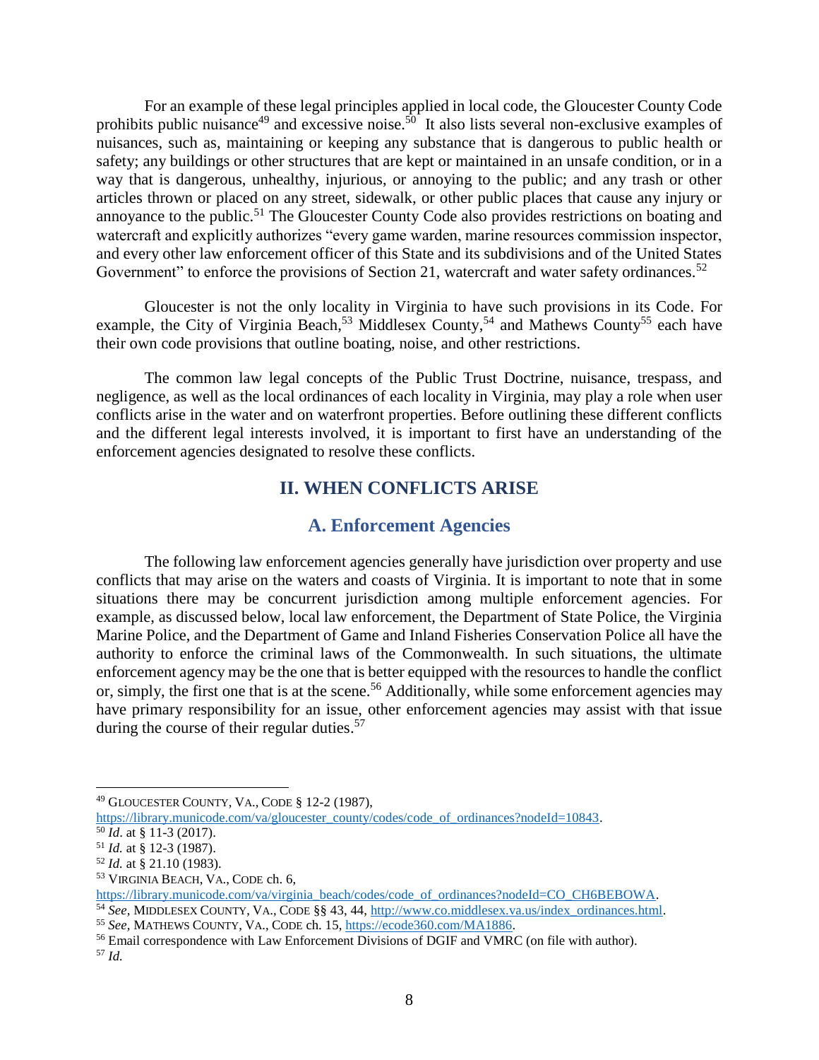For an example of these legal principles applied in local code, the Gloucester County Code prohibits public nuisance[49] and excessive noise.[50] It also lists several non-exclusive examples of nuisances, such as, maintaining or keeping any substance that is dangerous to public health or safety; any buildings or other structures that are kept or maintained in an unsafe condition, or in a way that is dangerous, unhealthy, injurious, or annoying to the public; and any trash or other articles thrown or placed on any street, sidewalk, or other public places that cause any injury or annoyance to the public.[51] The Gloucester County Code also provides restrictions on boating and watercraft and explicitly authorizes "every game warden, marine resources commission inspector, and every other law enforcement officer of this State and its subdivisions and of the United States Government" to enforce the provisions of Section 21, watercraft and water safety ordinances.[52]

Gloucester is not the only locality in Virginia to have such provisions in its Code. For example, the City of Virginia Beach,[53] Middlesex County,[54] and Mathews County[55] each have their own code provisions that outline boating, noise, and other restrictions.

The common law legal concepts of the Public Trust Doctrine, nuisance, trespass, and negligence, as well as the local ordinances of each locality in Virginia, may play a role when user conflicts arise in the water and on waterfront properties. Before outlining these different conflicts and the different legal interests involved, it is important to first have an understanding of the enforcement agencies designated to resolve these conflicts.

## II. WHEN CONFLICTS ARISE

### A. Enforcement Agencies

The following law enforcement agencies generally have jurisdiction over property and use conflicts that may arise on the waters and coasts of Virginia. It is important to note that in some situations there may be concurrent jurisdiction among multiple enforcement agencies. For example, as discussed below, local law enforcement, the Department of State Police, the Virginia Marine Police, and the Department of Game and Inland Fisheries Conservation Police all have the authority to enforce the criminal laws of the Commonwealth. In such situations, the ultimate enforcement agency may be the one that is better equipped with the resources to handle the conflict or, simply, the first one that is at the scene.[56] Additionally, while some enforcement agencies may have primary responsibility for an issue, other enforcement agencies may assist with that issue during the course of their regular duties.[57]

---

[49] GLOUCESTER COUNTY, VA., CODE § 12-2 (1987), https://library.municode.com/va/gloucester_county/codes/code_of_ordinances?nodeId=10843.

[50] *Id*. at § 11-3 (2017).

[51] *Id.* at § 12-3 (1987).

[52] *Id.* at § 21.10 (1983).

[53] VIRGINIA BEACH, VA., CODE ch. 6, https://library.municode.com/va/virginia_beach/codes/code_of_ordinances?nodeId=CO_CH6BEBOWA.

[54] *See*, MIDDLESEX COUNTY, VA., CODE §§ 43, 44, http://www.co.middlesex.va.us/index_ordinances.html.

[55] *See*, MATHEWS COUNTY, VA., CODE ch. 15, https://ecode360.com/MA1886.

[56] Email correspondence with Law Enforcement Divisions of DGIF and VMRC (on file with author).

[57] *Id.*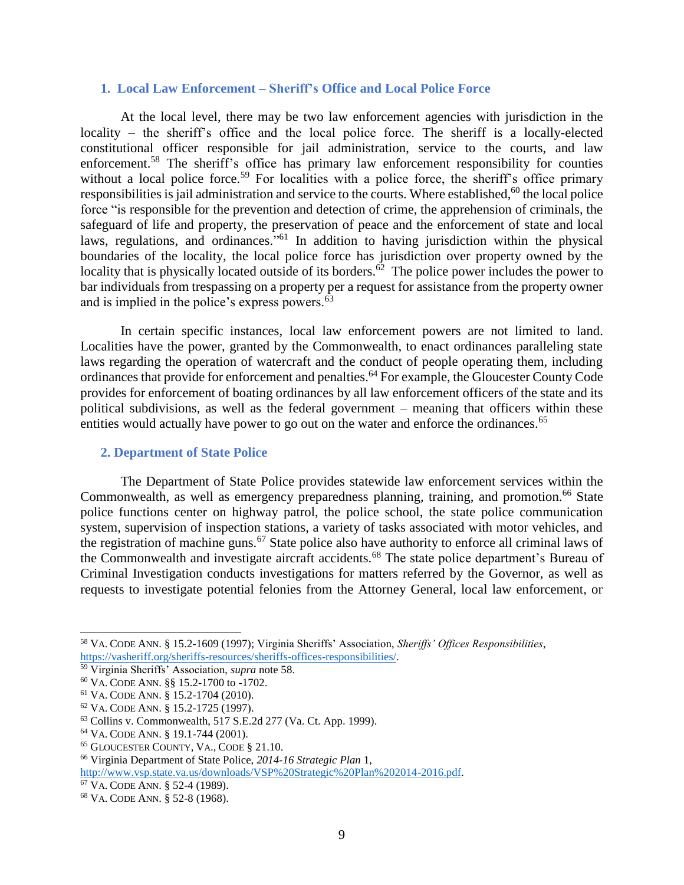### 1. Local Law Enforcement – Sheriff's Office and Local Police Force

At the local level, there may be two law enforcement agencies with jurisdiction in the locality – the sheriff's office and the local police force. The sheriff is a locally-elected constitutional officer responsible for jail administration, service to the courts, and law enforcement.[58] The sheriff's office has primary law enforcement responsibility for counties without a local police force.[59] For localities with a police force, the sheriff's office primary responsibilities is jail administration and service to the courts. Where established,[60] the local police force "is responsible for the prevention and detection of crime, the apprehension of criminals, the safeguard of life and property, the preservation of peace and the enforcement of state and local laws, regulations, and ordinances."[61] In addition to having jurisdiction within the physical boundaries of the locality, the local police force has jurisdiction over property owned by the locality that is physically located outside of its borders.[62] The police power includes the power to bar individuals from trespassing on a property per a request for assistance from the property owner and is implied in the police's express powers.[63]

In certain specific instances, local law enforcement powers are not limited to land. Localities have the power, granted by the Commonwealth, to enact ordinances paralleling state laws regarding the operation of watercraft and the conduct of people operating them, including ordinances that provide for enforcement and penalties.[64] For example, the Gloucester County Code provides for enforcement of boating ordinances by all law enforcement officers of the state and its political subdivisions, as well as the federal government – meaning that officers within these entities would actually have power to go out on the water and enforce the ordinances.[65]

### 2. Department of State Police

The Department of State Police provides statewide law enforcement services within the Commonwealth, as well as emergency preparedness planning, training, and promotion.[66] State police functions center on highway patrol, the police school, the state police communication system, supervision of inspection stations, a variety of tasks associated with motor vehicles, and the registration of machine guns.[67] State police also have authority to enforce all criminal laws of the Commonwealth and investigate aircraft accidents.[68] The state police department's Bureau of Criminal Investigation conducts investigations for matters referred by the Governor, as well as requests to investigate potential felonies from the Attorney General, local law enforcement, or

---

[58] VA. CODE ANN. § 15.2-1609 (1997); Virginia Sheriffs' Association, *Sheriffs' Offices Responsibilities*, https://vasheriff.org/sheriffs-resources/sheriffs-offices-responsibilities/.

[59] Virginia Sheriffs' Association, *supra* note 58.

[60] VA. CODE ANN. §§ 15.2-1700 to -1702.

[61] VA. CODE ANN. § 15.2-1704 (2010).

[62] VA. CODE ANN. § 15.2-1725 (1997).

[63] Collins v. Commonwealth, 517 S.E.2d 277 (Va. Ct. App. 1999).

[64] VA. CODE ANN. § 19.1-744 (2001).

[65] GLOUCESTER COUNTY, VA., CODE § 21.10.

[66] Virginia Department of State Police, *2014-16 Strategic Plan* 1, http://www.vsp.state.va.us/downloads/VSP%20Strategic%20Plan%202014-2016.pdf.

[67] VA. CODE ANN. § 52-4 (1989).

[68] VA. CODE ANN. § 52-8 (1968).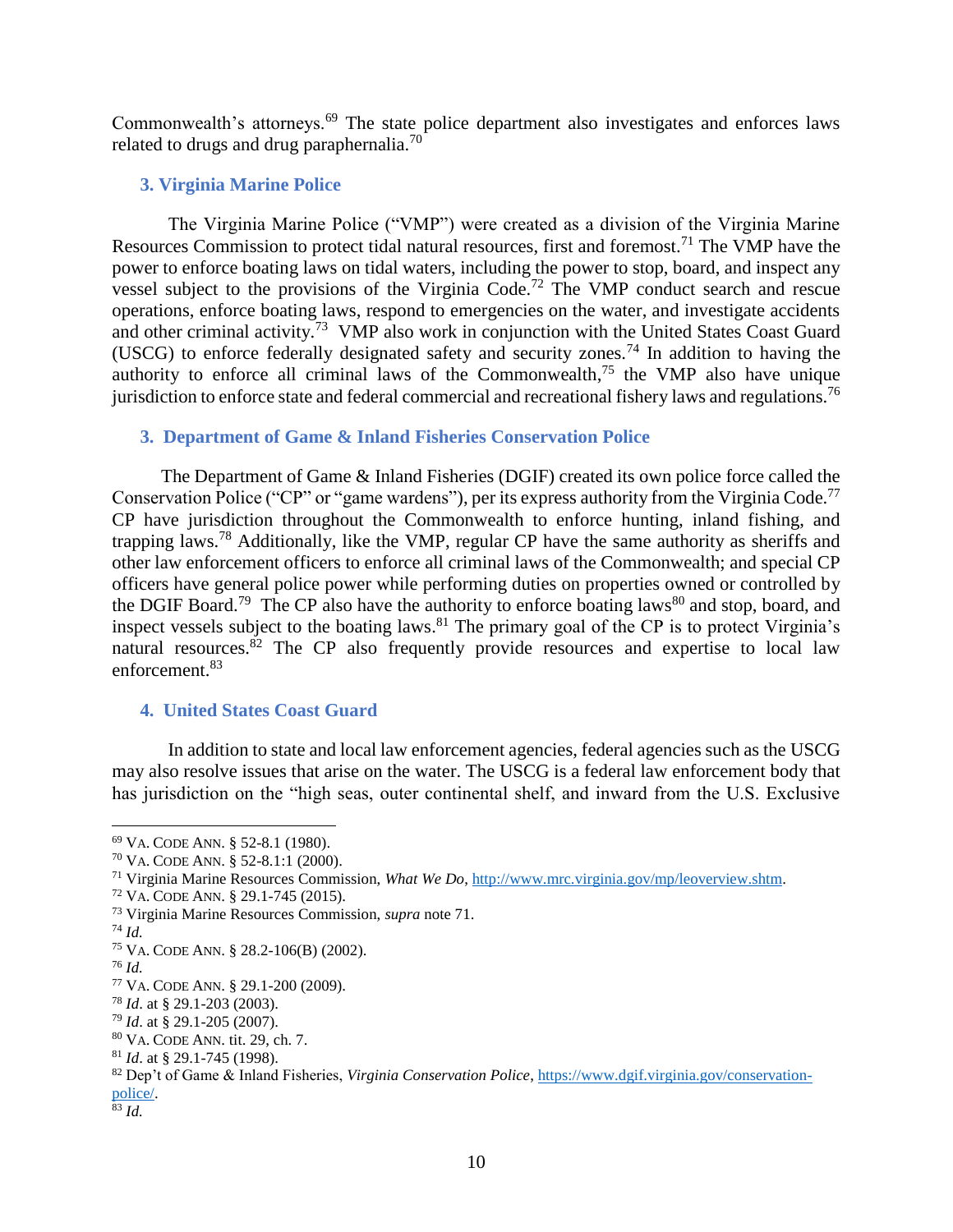Commonwealth's attorneys.[69] The state police department also investigates and enforces laws related to drugs and drug paraphernalia.[70]

### 3. Virginia Marine Police

The Virginia Marine Police ("VMP") were created as a division of the Virginia Marine Resources Commission to protect tidal natural resources, first and foremost.[71] The VMP have the power to enforce boating laws on tidal waters, including the power to stop, board, and inspect any vessel subject to the provisions of the Virginia Code.[72] The VMP conduct search and rescue operations, enforce boating laws, respond to emergencies on the water, and investigate accidents and other criminal activity.[73] VMP also work in conjunction with the United States Coast Guard (USCG) to enforce federally designated safety and security zones.[74] In addition to having the authority to enforce all criminal laws of the Commonwealth,[75] the VMP also have unique jurisdiction to enforce state and federal commercial and recreational fishery laws and regulations.[76]

### 3. Department of Game & Inland Fisheries Conservation Police

The Department of Game & Inland Fisheries (DGIF) created its own police force called the Conservation Police ("CP" or "game wardens"), per its express authority from the Virginia Code.[77] CP have jurisdiction throughout the Commonwealth to enforce hunting, inland fishing, and trapping laws.[78] Additionally, like the VMP, regular CP have the same authority as sheriffs and other law enforcement officers to enforce all criminal laws of the Commonwealth; and special CP officers have general police power while performing duties on properties owned or controlled by the DGIF Board.[79] The CP also have the authority to enforce boating laws[80] and stop, board, and inspect vessels subject to the boating laws.[81] The primary goal of the CP is to protect Virginia's natural resources.[82] The CP also frequently provide resources and expertise to local law enforcement.[83]

### 4. United States Coast Guard

In addition to state and local law enforcement agencies, federal agencies such as the USCG may also resolve issues that arise on the water. The USCG is a federal law enforcement body that has jurisdiction on the "high seas, outer continental shelf, and inward from the U.S. Exclusive

---

[69] VA. CODE ANN. § 52-8.1 (1980).

[70] VA. CODE ANN. § 52-8.1:1 (2000).

[71] Virginia Marine Resources Commission, *What We Do*, http://www.mrc.virginia.gov/mp/leoverview.shtm.

[72] VA. CODE ANN. § 29.1-745 (2015).

[73] Virginia Marine Resources Commission, *supra* note 71.

[74] *Id.*

[75] VA. CODE ANN. § 28.2-106(B) (2002).

[76] *Id.*

[77] VA. CODE ANN. § 29.1-200 (2009).

[78] *Id*. at § 29.1-203 (2003).

[79] *Id*. at § 29.1-205 (2007).

[80] VA. CODE ANN. tit. 29, ch. 7.

[81] *Id*. at § 29.1-745 (1998).

[82] Dep't of Game & Inland Fisheries, *Virginia Conservation Police*, https://www.dgif.virginia.gov/conservation-police/.

[83] *Id.*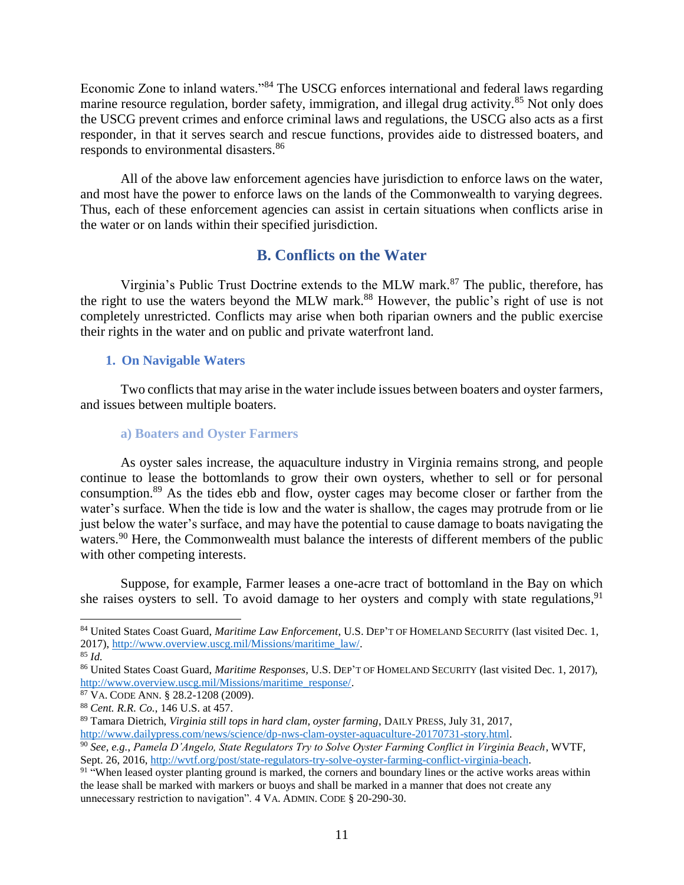Economic Zone to inland waters."[84] The USCG enforces international and federal laws regarding marine resource regulation, border safety, immigration, and illegal drug activity.[85] Not only does the USCG prevent crimes and enforce criminal laws and regulations, the USCG also acts as a first responder, in that it serves search and rescue functions, provides aide to distressed boaters, and responds to environmental disasters.[86]

All of the above law enforcement agencies have jurisdiction to enforce laws on the water, and most have the power to enforce laws on the lands of the Commonwealth to varying degrees. Thus, each of these enforcement agencies can assist in certain situations when conflicts arise in the water or on lands within their specified jurisdiction.

## B. Conflicts on the Water

Virginia's Public Trust Doctrine extends to the MLW mark.[87] The public, therefore, has the right to use the waters beyond the MLW mark.[88] However, the public's right of use is not completely unrestricted. Conflicts may arise when both riparian owners and the public exercise their rights in the water and on public and private waterfront land.

### 1. On Navigable Waters

Two conflicts that may arise in the water include issues between boaters and oyster farmers, and issues between multiple boaters.

#### a) Boaters and Oyster Farmers

As oyster sales increase, the aquaculture industry in Virginia remains strong, and people continue to lease the bottomlands to grow their own oysters, whether to sell or for personal consumption.[89] As the tides ebb and flow, oyster cages may become closer or farther from the water's surface. When the tide is low and the water is shallow, the cages may protrude from or lie just below the water's surface, and may have the potential to cause damage to boats navigating the waters.[90] Here, the Commonwealth must balance the interests of different members of the public with other competing interests.

Suppose, for example, Farmer leases a one-acre tract of bottomland in the Bay on which she raises oysters to sell. To avoid damage to her oysters and comply with state regulations,[91]

---

[84] United States Coast Guard, *Maritime Law Enforcement*, U.S. DEP'T OF HOMELAND SECURITY (last visited Dec. 1, 2017), http://www.overview.uscg.mil/Missions/maritime_law/.

[85] *Id.*

[86] United States Coast Guard, *Maritime Responses*, U.S. DEP'T OF HOMELAND SECURITY (last visited Dec. 1, 2017), http://www.overview.uscg.mil/Missions/maritime_response/.

[87] VA. CODE ANN. § 28.2-1208 (2009).

[88] *Cent. R.R. Co.*, 146 U.S. at 457.

[89] Tamara Dietrich, *Virginia still tops in hard clam, oyster farming*, DAILY PRESS, July 31, 2017, http://www.dailypress.com/news/science/dp-nws-clam-oyster-aquaculture-20170731-story.html.

[90] *See, e.g.*, *Pamela D'Angelo, State Regulators Try to Solve Oyster Farming Conflict in Virginia Beach*, WVTF, Sept. 26, 2016, http://wvtf.org/post/state-regulators-try-solve-oyster-farming-conflict-virginia-beach.

[91] "When leased oyster planting ground is marked, the corners and boundary lines or the active works areas within the lease shall be marked with markers or buoys and shall be marked in a manner that does not create any unnecessary restriction to navigation". 4 VA. ADMIN. CODE § 20-290-30.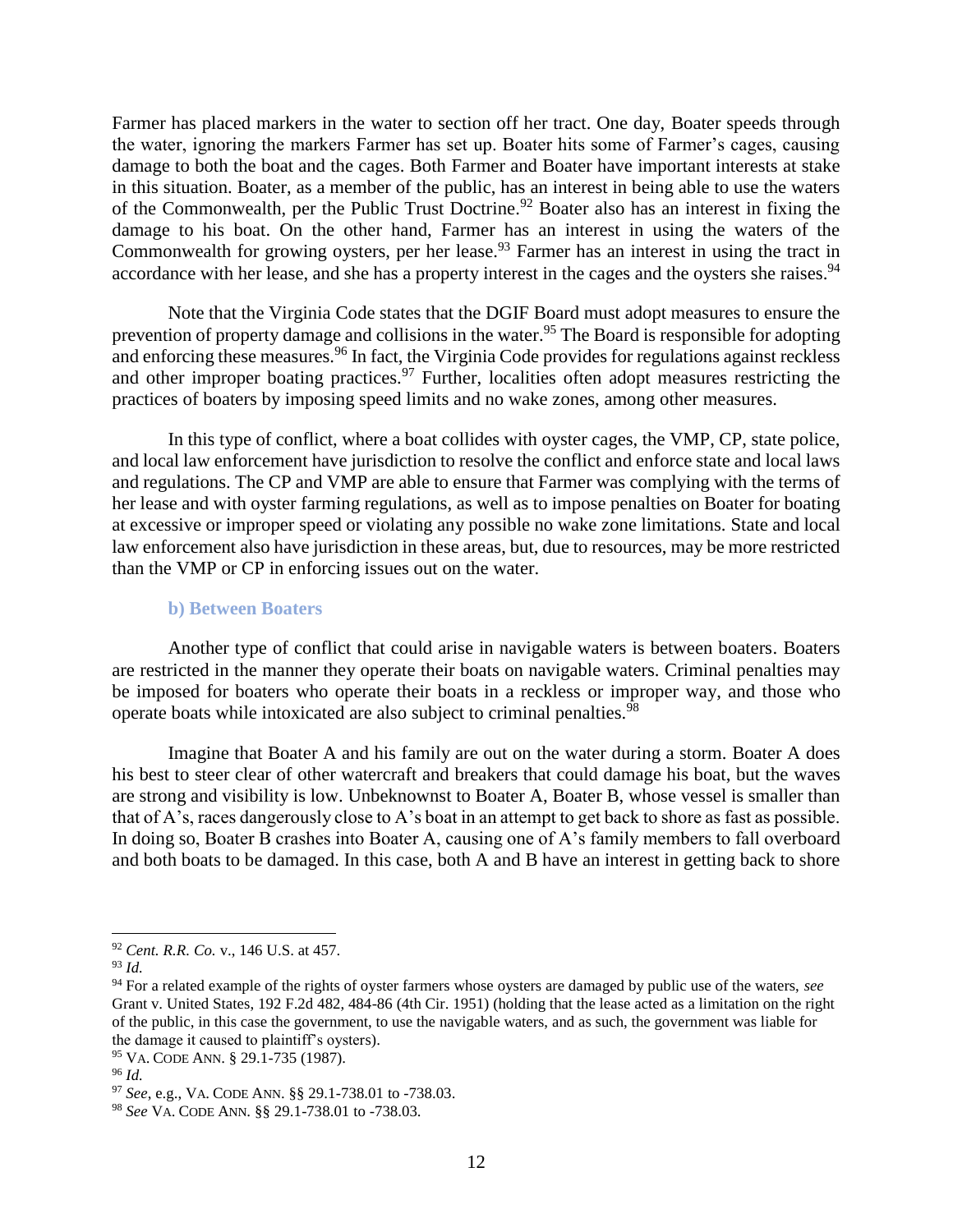Farmer has placed markers in the water to section off her tract. One day, Boater speeds through the water, ignoring the markers Farmer has set up. Boater hits some of Farmer's cages, causing damage to both the boat and the cages. Both Farmer and Boater have important interests at stake in this situation. Boater, as a member of the public, has an interest in being able to use the waters of the Commonwealth, per the Public Trust Doctrine.[92] Boater also has an interest in fixing the damage to his boat. On the other hand, Farmer has an interest in using the waters of the Commonwealth for growing oysters, per her lease.[93] Farmer has an interest in using the tract in accordance with her lease, and she has a property interest in the cages and the oysters she raises.[94]

Note that the Virginia Code states that the DGIF Board must adopt measures to ensure the prevention of property damage and collisions in the water.[95] The Board is responsible for adopting and enforcing these measures.[96] In fact, the Virginia Code provides for regulations against reckless and other improper boating practices.[97] Further, localities often adopt measures restricting the practices of boaters by imposing speed limits and no wake zones, among other measures.

In this type of conflict, where a boat collides with oyster cages, the VMP, CP, state police, and local law enforcement have jurisdiction to resolve the conflict and enforce state and local laws and regulations. The CP and VMP are able to ensure that Farmer was complying with the terms of her lease and with oyster farming regulations, as well as to impose penalties on Boater for boating at excessive or improper speed or violating any possible no wake zone limitations. State and local law enforcement also have jurisdiction in these areas, but, due to resources, may be more restricted than the VMP or CP in enforcing issues out on the water.

#### b) Between Boaters

Another type of conflict that could arise in navigable waters is between boaters. Boaters are restricted in the manner they operate their boats on navigable waters. Criminal penalties may be imposed for boaters who operate their boats in a reckless or improper way, and those who operate boats while intoxicated are also subject to criminal penalties.[98]

Imagine that Boater A and his family are out on the water during a storm. Boater A does his best to steer clear of other watercraft and breakers that could damage his boat, but the waves are strong and visibility is low. Unbeknownst to Boater A, Boater B, whose vessel is smaller than that of A's, races dangerously close to A's boat in an attempt to get back to shore as fast as possible. In doing so, Boater B crashes into Boater A, causing one of A's family members to fall overboard and both boats to be damaged. In this case, both A and B have an interest in getting back to shore

---

[92] *Cent. R.R. Co.* v., 146 U.S. at 457.

[93] *Id.*

[94] For a related example of the rights of oyster farmers whose oysters are damaged by public use of the waters, *see* Grant v. United States, 192 F.2d 482, 484-86 (4th Cir. 1951) (holding that the lease acted as a limitation on the right of the public, in this case the government, to use the navigable waters, and as such, the government was liable for the damage it caused to plaintiff's oysters).

[95] VA. CODE ANN. § 29.1-735 (1987).

[96] *Id.*

[97] *See*, e.g., VA. CODE ANN. §§ 29.1-738.01 to -738.03.

[98] *See* VA. CODE ANN. §§ 29.1-738.01 to -738.03.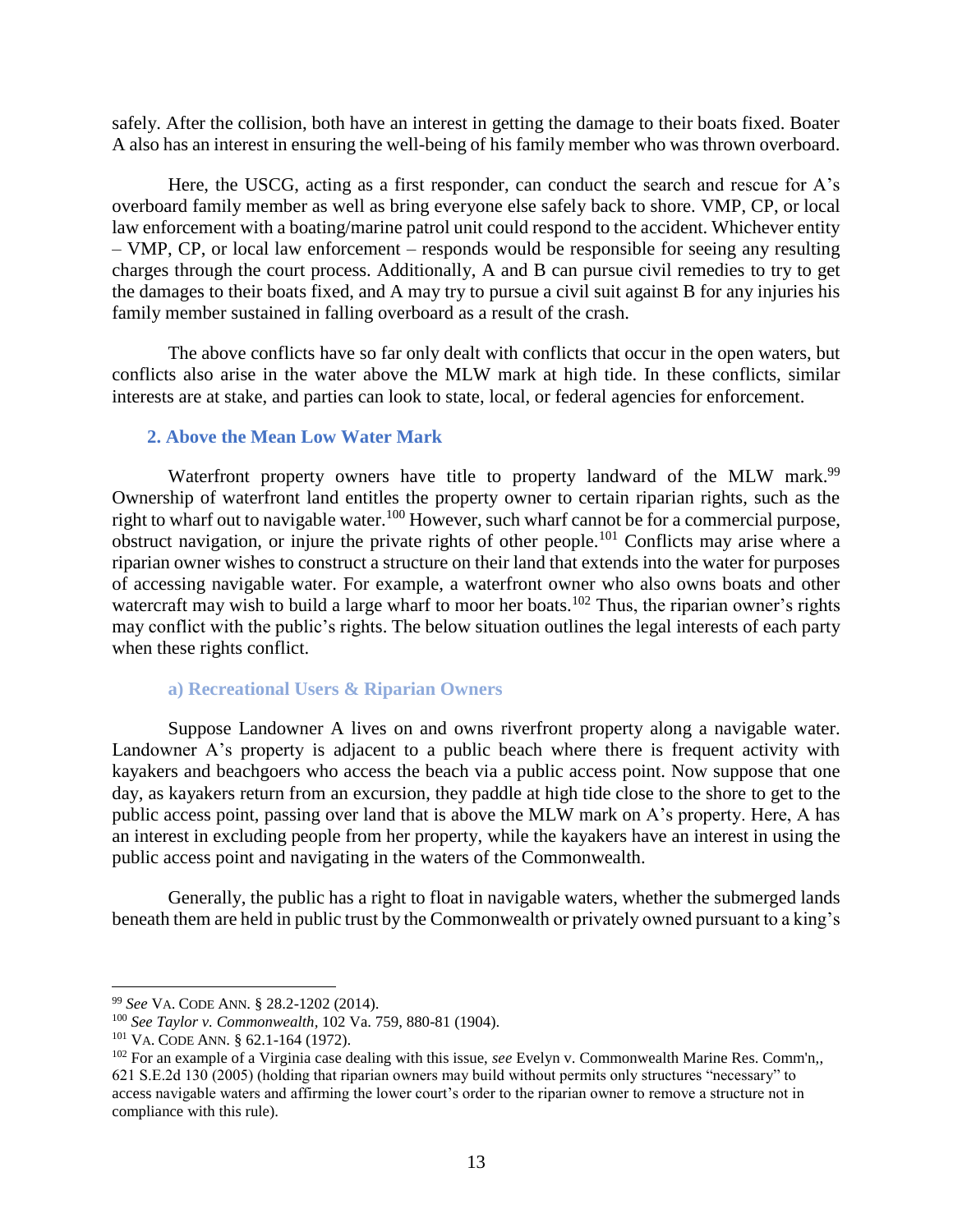safely. After the collision, both have an interest in getting the damage to their boats fixed. Boater A also has an interest in ensuring the well-being of his family member who was thrown overboard.

Here, the USCG, acting as a first responder, can conduct the search and rescue for A's overboard family member as well as bring everyone else safely back to shore. VMP, CP, or local law enforcement with a boating/marine patrol unit could respond to the accident. Whichever entity – VMP, CP, or local law enforcement – responds would be responsible for seeing any resulting charges through the court process. Additionally, A and B can pursue civil remedies to try to get the damages to their boats fixed, and A may try to pursue a civil suit against B for any injuries his family member sustained in falling overboard as a result of the crash.

The above conflicts have so far only dealt with conflicts that occur in the open waters, but conflicts also arise in the water above the MLW mark at high tide. In these conflicts, similar interests are at stake, and parties can look to state, local, or federal agencies for enforcement.

### 2. Above the Mean Low Water Mark

Waterfront property owners have title to property landward of the MLW mark.[99] Ownership of waterfront land entitles the property owner to certain riparian rights, such as the right to wharf out to navigable water.[100] However, such wharf cannot be for a commercial purpose, obstruct navigation, or injure the private rights of other people.[101] Conflicts may arise where a riparian owner wishes to construct a structure on their land that extends into the water for purposes of accessing navigable water. For example, a waterfront owner who also owns boats and other watercraft may wish to build a large wharf to moor her boats.[102] Thus, the riparian owner's rights may conflict with the public's rights. The below situation outlines the legal interests of each party when these rights conflict.

#### a) Recreational Users & Riparian Owners

Suppose Landowner A lives on and owns riverfront property along a navigable water. Landowner A's property is adjacent to a public beach where there is frequent activity with kayakers and beachgoers who access the beach via a public access point. Now suppose that one day, as kayakers return from an excursion, they paddle at high tide close to the shore to get to the public access point, passing over land that is above the MLW mark on A's property. Here, A has an interest in excluding people from her property, while the kayakers have an interest in using the public access point and navigating in the waters of the Commonwealth.

Generally, the public has a right to float in navigable waters, whether the submerged lands beneath them are held in public trust by the Commonwealth or privately owned pursuant to a king's

---

[99] *See* VA. CODE ANN. § 28.2-1202 (2014).

[100] *See Taylor v. Commonwealth*, 102 Va. 759, 880-81 (1904).

[101] VA. CODE ANN. § 62.1-164 (1972).

[102] For an example of a Virginia case dealing with this issue, *see* Evelyn v. Commonwealth Marine Res. Comm'n,, 621 S.E.2d 130 (2005) (holding that riparian owners may build without permits only structures "necessary" to access navigable waters and affirming the lower court's order to the riparian owner to remove a structure not in compliance with this rule).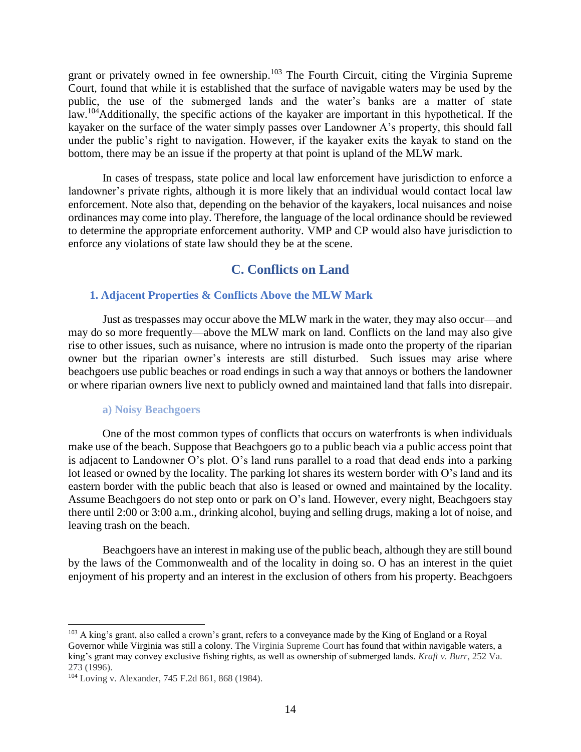grant or privately owned in fee ownership.[103] The Fourth Circuit, citing the Virginia Supreme Court, found that while it is established that the surface of navigable waters may be used by the public, the use of the submerged lands and the water's banks are a matter of state law.[104]Additionally, the specific actions of the kayaker are important in this hypothetical. If the kayaker on the surface of the water simply passes over Landowner A's property, this should fall under the public's right to navigation. However, if the kayaker exits the kayak to stand on the bottom, there may be an issue if the property at that point is upland of the MLW mark.

In cases of trespass, state police and local law enforcement have jurisdiction to enforce a landowner's private rights, although it is more likely that an individual would contact local law enforcement. Note also that, depending on the behavior of the kayakers, local nuisances and noise ordinances may come into play. Therefore, the language of the local ordinance should be reviewed to determine the appropriate enforcement authority. VMP and CP would also have jurisdiction to enforce any violations of state law should they be at the scene.

## C. Conflicts on Land

### 1. Adjacent Properties & Conflicts Above the MLW Mark

Just as trespasses may occur above the MLW mark in the water, they may also occur—and may do so more frequently—above the MLW mark on land. Conflicts on the land may also give rise to other issues, such as nuisance, where no intrusion is made onto the property of the riparian owner but the riparian owner's interests are still disturbed. Such issues may arise where beachgoers use public beaches or road endings in such a way that annoys or bothers the landowner or where riparian owners live next to publicly owned and maintained land that falls into disrepair.

#### a) Noisy Beachgoers

One of the most common types of conflicts that occurs on waterfronts is when individuals make use of the beach. Suppose that Beachgoers go to a public beach via a public access point that is adjacent to Landowner O's plot. O's land runs parallel to a road that dead ends into a parking lot leased or owned by the locality. The parking lot shares its western border with O's land and its eastern border with the public beach that also is leased or owned and maintained by the locality. Assume Beachgoers do not step onto or park on O's land. However, every night, Beachgoers stay there until 2:00 or 3:00 a.m., drinking alcohol, buying and selling drugs, making a lot of noise, and leaving trash on the beach.

Beachgoers have an interest in making use of the public beach, although they are still bound by the laws of the Commonwealth and of the locality in doing so. O has an interest in the quiet enjoyment of his property and an interest in the exclusion of others from his property. Beachgoers

---

[103] A king's grant, also called a crown's grant, refers to a conveyance made by the King of England or a Royal Governor while Virginia was still a colony. The Virginia Supreme Court has found that within navigable waters, a king's grant may convey exclusive fishing rights, as well as ownership of submerged lands. *Kraft v. Burr*, 252 Va. 273 (1996).

[104] Loving v. Alexander, 745 F.2d 861, 868 (1984).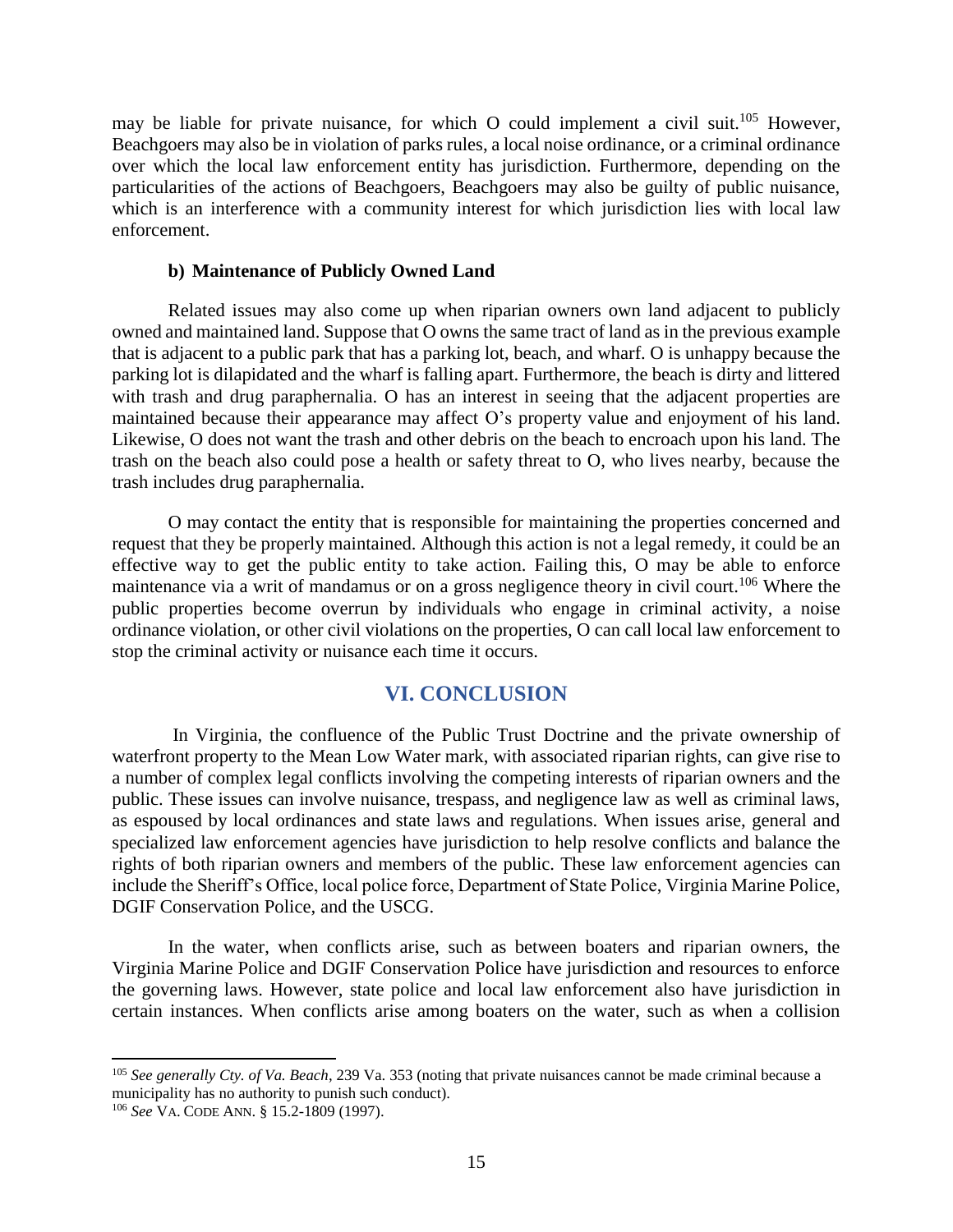may be liable for private nuisance, for which O could implement a civil suit.[105] However, Beachgoers may also be in violation of parks rules, a local noise ordinance, or a criminal ordinance over which the local law enforcement entity has jurisdiction. Furthermore, depending on the particularities of the actions of Beachgoers, Beachgoers may also be guilty of public nuisance, which is an interference with a community interest for which jurisdiction lies with local law enforcement.

#### b) Maintenance of Publicly Owned Land

Related issues may also come up when riparian owners own land adjacent to publicly owned and maintained land. Suppose that O owns the same tract of land as in the previous example that is adjacent to a public park that has a parking lot, beach, and wharf. O is unhappy because the parking lot is dilapidated and the wharf is falling apart. Furthermore, the beach is dirty and littered with trash and drug paraphernalia. O has an interest in seeing that the adjacent properties are maintained because their appearance may affect O's property value and enjoyment of his land. Likewise, O does not want the trash and other debris on the beach to encroach upon his land. The trash on the beach also could pose a health or safety threat to O, who lives nearby, because the trash includes drug paraphernalia.

O may contact the entity that is responsible for maintaining the properties concerned and request that they be properly maintained. Although this action is not a legal remedy, it could be an effective way to get the public entity to take action. Failing this, O may be able to enforce maintenance via a writ of mandamus or on a gross negligence theory in civil court.[106] Where the public properties become overrun by individuals who engage in criminal activity, a noise ordinance violation, or other civil violations on the properties, O can call local law enforcement to stop the criminal activity or nuisance each time it occurs.

## VI. CONCLUSION

In Virginia, the confluence of the Public Trust Doctrine and the private ownership of waterfront property to the Mean Low Water mark, with associated riparian rights, can give rise to a number of complex legal conflicts involving the competing interests of riparian owners and the public. These issues can involve nuisance, trespass, and negligence law as well as criminal laws, as espoused by local ordinances and state laws and regulations. When issues arise, general and specialized law enforcement agencies have jurisdiction to help resolve conflicts and balance the rights of both riparian owners and members of the public. These law enforcement agencies can include the Sheriff's Office, local police force, Department of State Police, Virginia Marine Police, DGIF Conservation Police, and the USCG.

In the water, when conflicts arise, such as between boaters and riparian owners, the Virginia Marine Police and DGIF Conservation Police have jurisdiction and resources to enforce the governing laws. However, state police and local law enforcement also have jurisdiction in certain instances. When conflicts arise among boaters on the water, such as when a collision

---

[105] *See generally Cty. of Va. Beach*, 239 Va. 353 (noting that private nuisances cannot be made criminal because a municipality has no authority to punish such conduct).

[106] *See* VA. CODE ANN. § 15.2-1809 (1997).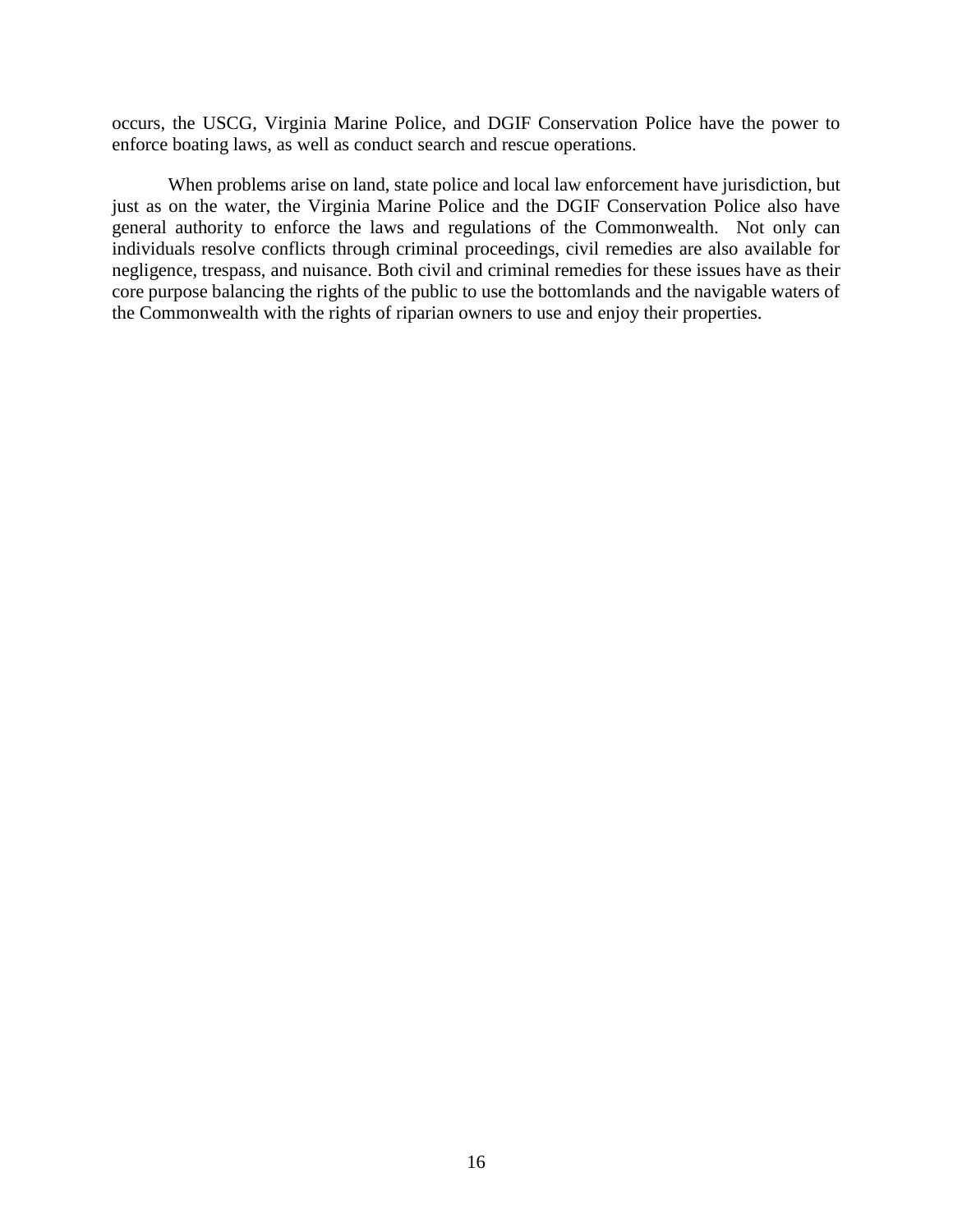occurs, the USCG, Virginia Marine Police, and DGIF Conservation Police have the power to enforce boating laws, as well as conduct search and rescue operations.

When problems arise on land, state police and local law enforcement have jurisdiction, but just as on the water, the Virginia Marine Police and the DGIF Conservation Police also have general authority to enforce the laws and regulations of the Commonwealth. Not only can individuals resolve conflicts through criminal proceedings, civil remedies are also available for negligence, trespass, and nuisance. Both civil and criminal remedies for these issues have as their core purpose balancing the rights of the public to use the bottomlands and the navigable waters of the Commonwealth with the rights of riparian owners to use and enjoy their properties.